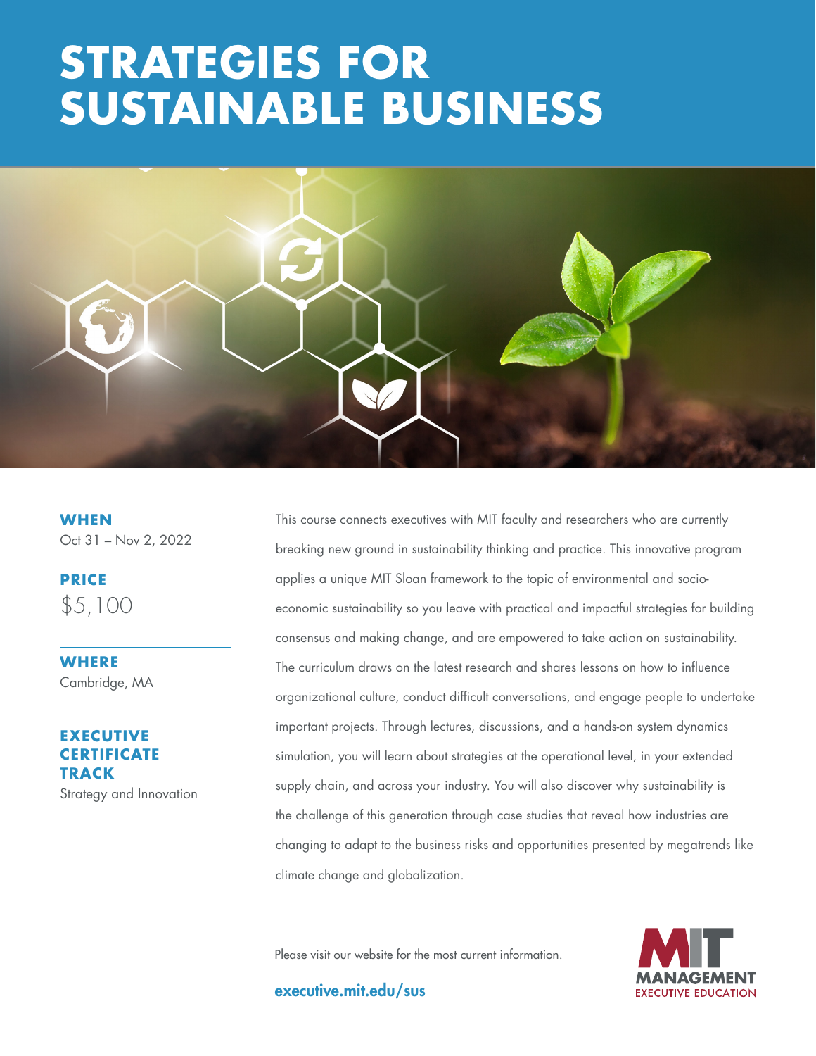# STRATEGIES FOR SUSTAINABLE BUSINESS

**WHEN**
Oct 31 – Nov 2, 2022

**PRICE**
$5,100

**WHERE**
Cambridge, MA

**EXECUTIVE CERTIFICATE TRACK**
Strategy and Innovation

This course connects executives with MIT faculty and researchers who are currently breaking new ground in sustainability thinking and practice. This innovative program applies a unique MIT Sloan framework to the topic of environmental and socio-economic sustainability so you leave with practical and impactful strategies for building consensus and making change, and are empowered to take action on sustainability. The curriculum draws on the latest research and shares lessons on how to influence organizational culture, conduct difficult conversations, and engage people to undertake important projects. Through lectures, discussions, and a hands-on system dynamics simulation, you will learn about strategies at the operational level, in your extended supply chain, and across your industry. You will also discover why sustainability is the challenge of this generation through case studies that reveal how industries are changing to adapt to the business risks and opportunities presented by megatrends like climate change and globalization.

Please visit our website for the most current information.

executive.mit.edu/sus

MIT MANAGEMENT EXECUTIVE EDUCATION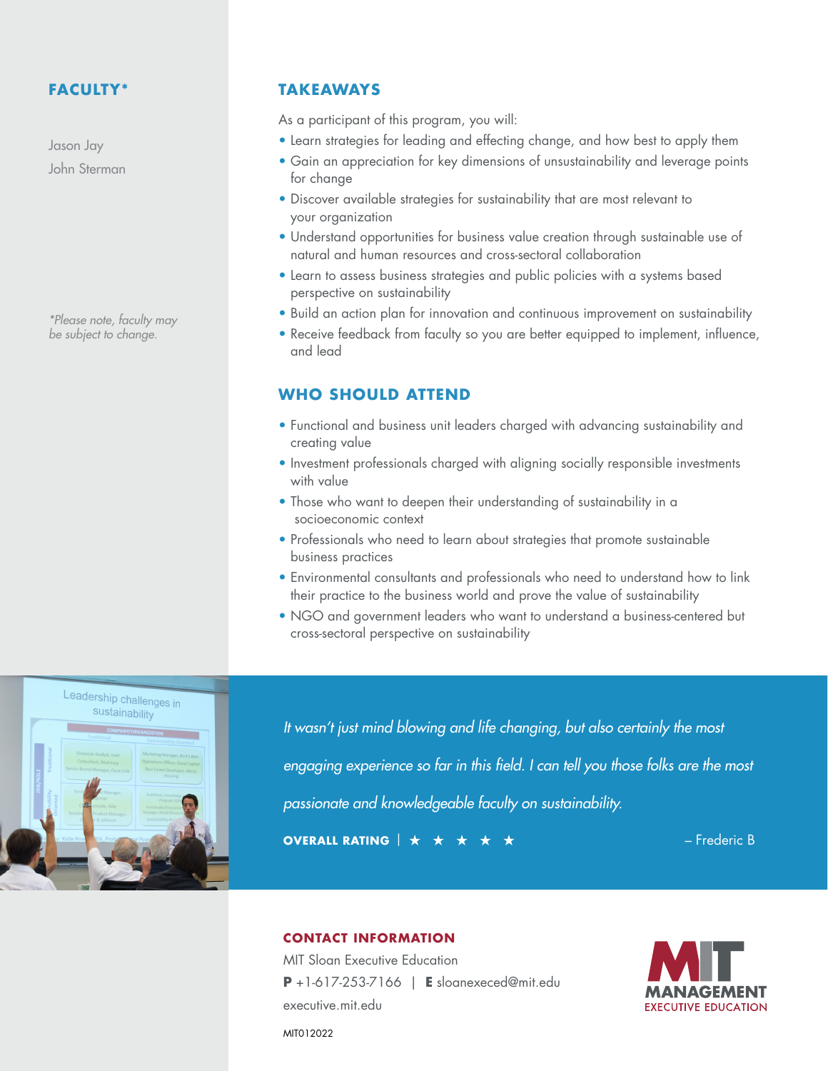## FACULTY*

Jason Jay

John Sterman

*Please note, faculty may be subject to change.*

## TAKEAWAYS

As a participant of this program, you will:

- Learn strategies for leading and effecting change, and how best to apply them
- Gain an appreciation for key dimensions of unsustainability and leverage points for change
- Discover available strategies for sustainability that are most relevant to your organization
- Understand opportunities for business value creation through sustainable use of natural and human resources and cross-sectoral collaboration
- Learn to assess business strategies and public policies with a systems based perspective on sustainability
- Build an action plan for innovation and continuous improvement on sustainability
- Receive feedback from faculty so you are better equipped to implement, influence, and lead

## WHO SHOULD ATTEND

- Functional and business unit leaders charged with advancing sustainability and creating value
- Investment professionals charged with aligning socially responsible investments with value
- Those who want to deepen their understanding of sustainability in a socioeconomic context
- Professionals who need to learn about strategies that promote sustainable business practices
- Environmental consultants and professionals who need to understand how to link their practice to the business world and prove the value of sustainability
- NGO and government leaders who want to understand a business-centered but cross-sectoral perspective on sustainability

*It wasn't just mind blowing and life changing, but also certainly the most engaging experience so far in this field. I can tell you those folks are the most passionate and knowledgeable faculty on sustainability.*

**OVERALL RATING** | ★ ★ ★ ★ ★ – Frederic B

## CONTACT INFORMATION

MIT Sloan Executive Education

**P** +1-617-253-7166 | **E** sloanexeced@mit.edu

executive.mit.edu

MIT MANAGEMENT EXECUTIVE EDUCATION

MIT012022